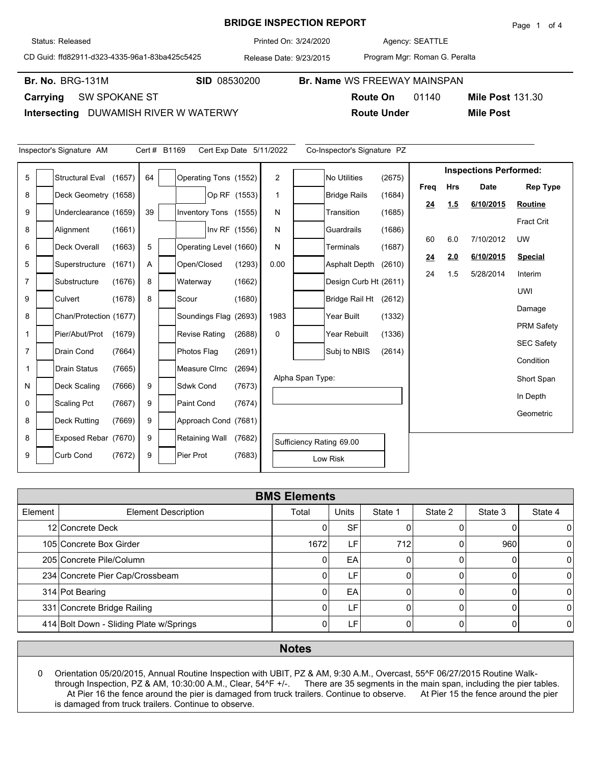# BRIDGE INSPECTION REPORT

Status: Released | Printed On: 3/24/2020 | Agency: SEATTLE

CD Guid: ffd82911-d323-4335-96a1-83ba425c5425 | Release Date: 9/23/2015 | Program Mgr: Roman G. Peralta

**Br. No.** BRG-131M **SID** 08530200 **Br. Name** WS FREEWAY MAINSPAN

**Carrying** SW SPOKANE ST **Route On** 01140 **Mile Post** 131.30

**Intersecting** DUWAMISH RIVER W WATERWY **Route Under** **Mile Post**

Inspector's Signature AM Cert # B1169 Cert Exp Date 5/11/2022 Co-Inspector's Signature PZ

| Value | Item | Value | Item | Value | Item |
|---|---|---|---|---|---|
| 5 | Structural Eval (1657) | 64 | Operating Tons (1552) | 2 | No Utilities (2675) |
| 8 | Deck Geometry (1658) | | Op RF (1553) | 1 | Bridge Rails (1684) |
| 9 | Underclearance (1659) | 39 | Inventory Tons (1555) | N | Transition (1685) |
| 8 | Alignment (1661) | | Inv RF (1556) | N | Guardrails (1686) |
| 6 | Deck Overall (1663) | 5 | Operating Level (1660) | N | Terminals (1687) |
| 5 | Superstructure (1671) | A | Open/Closed (1293) | 0.00 | Asphalt Depth (2610) |
| 7 | Substructure (1676) | 8 | Waterway (1662) | | Design Curb Ht (2611) |
| 9 | Culvert (1678) | 8 | Scour (1680) | | Bridge Rail Ht (2612) |
| 8 | Chan/Protection (1677) | | Soundings Flag (2693) | 1983 | Year Built (1332) |
| 1 | Pier/Abut/Prot (1679) | | Revise Rating (2688) | 0 | Year Rebuilt (1336) |
| 7 | Drain Cond (7664) | | Photos Flag (2691) | | Subj to NBIS (2614) |
| 1 | Drain Status (7665) | | Measure Clrnc (2694) | | Alpha Span Type: |
| N | Deck Scaling (7666) | 9 | Sdwk Cond (7673) | | |
| 0 | Scaling Pct (7667) | 9 | Paint Cond (7674) | | |
| 8 | Deck Rutting (7669) | 9 | Approach Cond (7681) | | |
| 8 | Exposed Rebar (7670) | 9 | Retaining Wall (7682) | | Sufficiency Rating 69.00 |
| 9 | Curb Cond (7672) | 9 | Pier Prot (7683) | | Low Risk |

**Inspections Performed:**

| Freq | Hrs | Date | Rep Type |
|---|---|---|---|
| **24** | **1.5** | **6/10/2015** | **Routine** |
| | | | Fract Crit |
| 60 | 6.0 | 7/10/2012 | UW |
| **24** | **2.0** | **6/10/2015** | **Special** |
| 24 | 1.5 | 5/28/2014 | Interim |
| | | | UWI |
| | | | Damage |
| | | | PRM Safety |
| | | | SEC Safety |
| | | | Condition |
| | | | Short Span |
| | | | In Depth |
| | | | Geometric |

## BMS Elements

| Element | Element Description | Total | Units | State 1 | State 2 | State 3 | State 4 |
|---|---|---|---|---|---|---|---|
| 12 | Concrete Deck | 0 | SF | 0 | 0 | 0 | 0 |
| 105 | Concrete Box Girder | 1672 | LF | 712 | 0 | 960 | 0 |
| 205 | Concrete Pile/Column | 0 | EA | 0 | 0 | 0 | 0 |
| 234 | Concrete Pier Cap/Crossbeam | 0 | LF | 0 | 0 | 0 | 0 |
| 314 | Pot Bearing | 0 | EA | 0 | 0 | 0 | 0 |
| 331 | Concrete Bridge Railing | 0 | LF | 0 | 0 | 0 | 0 |
| 414 | Bolt Down - Sliding Plate w/Springs | 0 | LF | 0 | 0 | 0 | 0 |

## Notes

0 Orientation 05/20/2015, Annual Routine Inspection with UBIT, PZ & AM, 9:30 A.M., Overcast, 55^F 06/27/2015 Routine Walk-through Inspection, PZ & AM, 10:30:00 A.M., Clear, 54^F +/-. There are 35 segments in the main span, including the pier tables. At Pier 16 the fence around the pier is damaged from truck trailers. Continue to observe. At Pier 15 the fence around the pier is damaged from truck trailers. Continue to observe.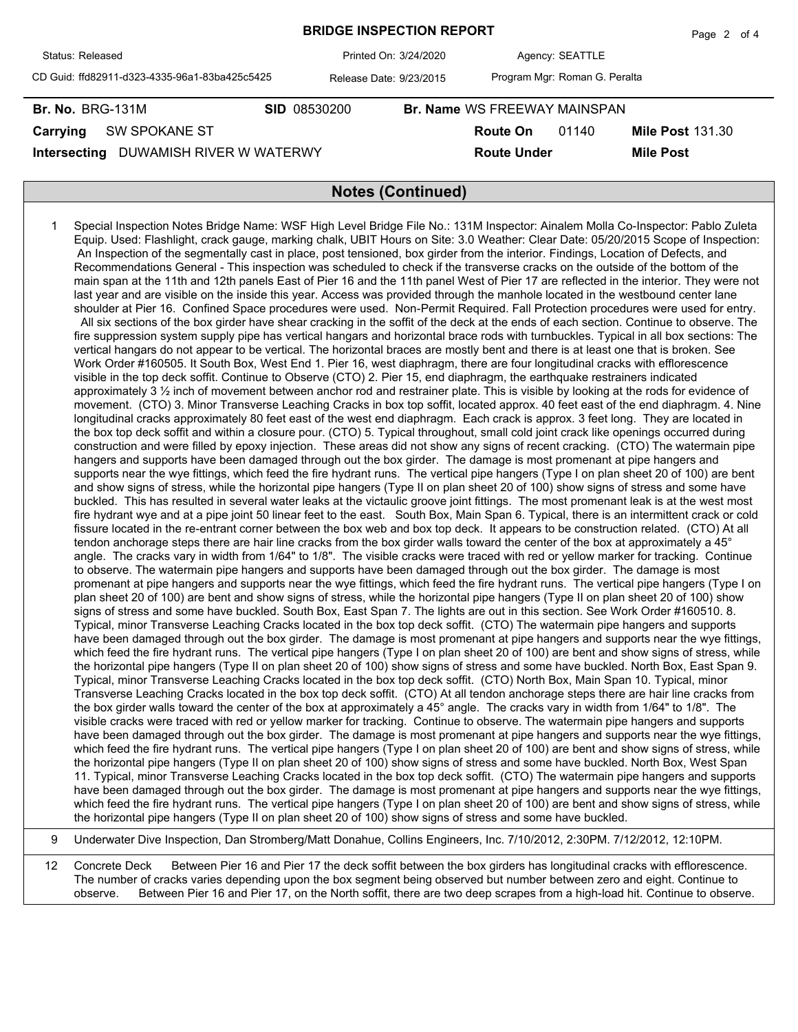# BRIDGE INSPECTION REPORT

Status: Released | Printed On: 3/24/2020 | Agency: SEATTLE

CD Guid: ffd82911-d323-4335-96a1-83ba425c5425 | Release Date: 9/23/2015 | Program Mgr: Roman G. Peralta

**Br. No.** BRG-131M **SID** 08530200 **Br. Name** WS FREEWAY MAINSPAN

**Carrying** SW SPOKANE ST **Route On** 01140 **Mile Post** 131.30

**Intersecting** DUWAMISH RIVER W WATERWY **Route Under** **Mile Post**

## Notes (Continued)

| | |
|---|---|
| 1 | Special Inspection Notes Bridge Name: WSF High Level Bridge File No.: 131M Inspector: Ainalem Molla Co-Inspector: Pablo Zuleta Equip. Used: Flashlight, crack gauge, marking chalk, UBIT Hours on Site: 3.0 Weather: Clear Date: 05/20/2015 Scope of Inspection: An Inspection of the segmentally cast in place, post tensioned, box girder from the interior. Findings, Location of Defects, and Recommendations General - This inspection was scheduled to check if the transverse cracks on the outside of the bottom of the main span at the 11th and 12th panels East of Pier 16 and the 11th panel West of Pier 17 are reflected in the interior. They were not last year and are visible on the inside this year. Access was provided through the manhole located in the westbound center lane shoulder at Pier 16. Confined Space procedures were used. Non-Permit Required. Fall Protection procedures were used for entry. All six sections of the box girder have shear cracking in the soffit of the deck at the ends of each section. Continue to observe. The fire suppression system supply pipe has vertical hangars and horizontal brace rods with turnbuckles. Typical in all box sections: The vertical hangars do not appear to be vertical. The horizontal braces are mostly bent and there is at least one that is broken. See Work Order #160505. It South Box, West End 1. Pier 16, west diaphragm, there are four longitudinal cracks with efflorescence visible in the top deck soffit. Continue to Observe (CTO) 2. Pier 15, end diaphragm, the earthquake restrainers indicated approximately 3 ½ inch of movement between anchor rod and restrainer plate. This is visible by looking at the rods for evidence of movement. (CTO) 3. Minor Transverse Leaching Cracks in box top soffit, located approx. 40 feet east of the end diaphragm. 4. Nine longitudinal cracks approximately 80 feet east of the west end diaphragm. Each crack is approx. 3 feet long. They are located in the box top deck soffit and within a closure pour. (CTO) 5. Typical throughout, small cold joint crack like openings occurred during construction and were filled by epoxy injection. These areas did not show any signs of recent cracking. (CTO) The watermain pipe hangers and supports have been damaged through out the box girder. The damage is most promenant at pipe hangers and supports near the wye fittings, which feed the fire hydrant runs. The vertical pipe hangers (Type I on plan sheet 20 of 100) are bent and show signs of stress, while the horizontal pipe hangers (Type II on plan sheet 20 of 100) show signs of stress and some have buckled. This has resulted in several water leaks at the victaulic groove joint fittings. The most promenant leak is at the west most fire hydrant wye and at a pipe joint 50 linear feet to the east. South Box, Main Span 6. Typical, there is an intermittent crack or cold fissure located in the re-entrant corner between the box web and box top deck. It appears to be construction related. (CTO) At all tendon anchorage steps there are hair line cracks from the box girder walls toward the center of the box at approximately a 45° angle. The cracks vary in width from 1/64" to 1/8". The visible cracks were traced with red or yellow marker for tracking. Continue to observe. The watermain pipe hangers and supports have been damaged through out the box girder. The damage is most promenant at pipe hangers and supports near the wye fittings, which feed the fire hydrant runs. The vertical pipe hangers (Type I on plan sheet 20 of 100) are bent and show signs of stress, while the horizontal pipe hangers (Type II on plan sheet 20 of 100) show signs of stress and some have buckled. South Box, East Span 7. The lights are out in this section. See Work Order #160510. 8. Typical, minor Transverse Leaching Cracks located in the box top deck soffit. (CTO) The watermain pipe hangers and supports have been damaged through out the box girder. The damage is most promenant at pipe hangers and supports near the wye fittings, which feed the fire hydrant runs. The vertical pipe hangers (Type I on plan sheet 20 of 100) are bent and show signs of stress, while the horizontal pipe hangers (Type II on plan sheet 20 of 100) show signs of stress and some have buckled. North Box, East Span 9. Typical, minor Transverse Leaching Cracks located in the box top deck soffit. (CTO) North Box, Main Span 10. Typical, minor Transverse Leaching Cracks located in the box top deck soffit. (CTO) At all tendon anchorage steps there are hair line cracks from the box girder walls toward the center of the box at approximately a 45° angle. The cracks vary in width from 1/64" to 1/8". The visible cracks were traced with red or yellow marker for tracking. Continue to observe. The watermain pipe hangers and supports have been damaged through out the box girder. The damage is most promenant at pipe hangers and supports near the wye fittings, which feed the fire hydrant runs. The vertical pipe hangers (Type I on plan sheet 20 of 100) are bent and show signs of stress, while the horizontal pipe hangers (Type II on plan sheet 20 of 100) show signs of stress and some have buckled. North Box, West Span 11. Typical, minor Transverse Leaching Cracks located in the box top deck soffit. (CTO) The watermain pipe hangers and supports have been damaged through out the box girder. The damage is most promenant at pipe hangers and supports near the wye fittings, which feed the fire hydrant runs. The vertical pipe hangers (Type I on plan sheet 20 of 100) are bent and show signs of stress, while the horizontal pipe hangers (Type II on plan sheet 20 of 100) show signs of stress and some have buckled. |
| 9 | Underwater Dive Inspection, Dan Stromberg/Matt Donahue, Collins Engineers, Inc. 7/10/2012, 2:30PM. 7/12/2012, 12:10PM. |
| 12 | Concrete Deck Between Pier 16 and Pier 17 the deck soffit between the box girders has longitudinal cracks with efflorescence. The number of cracks varies depending upon the box segment being observed but number between zero and eight. Continue to observe. Between Pier 16 and Pier 17, on the North soffit, there are two deep scrapes from a high-load hit. Continue to observe. |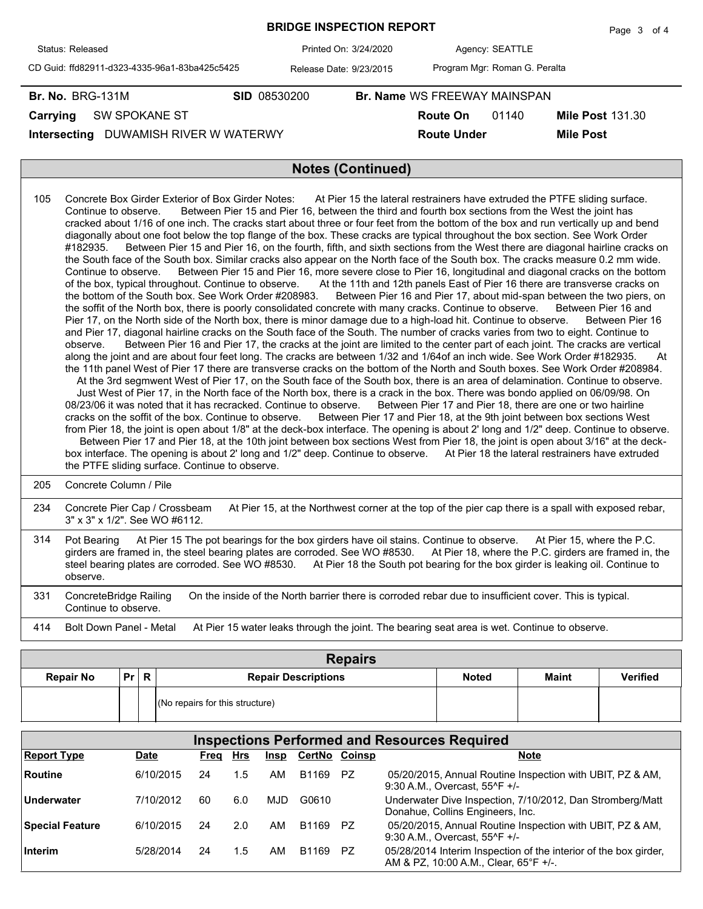# BRIDGE INSPECTION REPORT

Status: Released | Printed On: 3/24/2020 | Agency: SEATTLE

CD Guid: ffd82911-d323-4335-96a1-83ba425c5425 | Release Date: 9/23/2015 | Program Mgr: Roman G. Peralta

**Br. No.** BRG-131M **SID** 08530200 **Br. Name** WS FREEWAY MAINSPAN

**Carrying** SW SPOKANE ST **Route On** 01140 **Mile Post** 131.30

**Intersecting** DUWAMISH RIVER W WATERWY **Route Under** **Mile Post**

## Notes (Continued)

| | |
|---|---|
| 105 | Concrete Box Girder Exterior of Box Girder Notes: At Pier 15 the lateral restrainers have extruded the PTFE sliding surface. Continue to observe. Between Pier 15 and Pier 16, between the third and fourth box sections from the West the joint has cracked about 1/16 of one inch. The cracks start about three or four feet from the bottom of the box and run vertically up and bend diagonally about one foot below the top flange of the box. These cracks are typical throughout the box section. See Work Order #182935. Between Pier 15 and Pier 16, on the fourth, fifth, and sixth sections from the West there are diagonal hairline cracks on the South face of the South box. Similar cracks also appear on the North face of the South box. The cracks measure 0.2 mm wide. Continue to observe. Between Pier 15 and Pier 16, more severe close to Pier 16, longitudinal and diagonal cracks on the bottom of the box, typical throughout. Continue to observe. At the 11th and 12th panels East of Pier 16 there are transverse cracks on the bottom of the South box. See Work Order #208983. Between Pier 16 and Pier 17, about mid-span between the two piers, on the soffit of the North box, there is poorly consolidated concrete with many cracks. Continue to observe. Between Pier 16 and Pier 17, on the North side of the North box, there is minor damage due to a high-load hit. Continue to observe. Between Pier 16 and Pier 17, diagonal hairline cracks on the South face of the South. The number of cracks varies from two to eight. Continue to observe. Between Pier 16 and Pier 17, the cracks at the joint are limited to the center part of each joint. The cracks are vertical along the joint and are about four feet long. The cracks are between 1/32 and 1/64of an inch wide. See Work Order #182935. At the 11th panel West of Pier 17 there are transverse cracks on the bottom of the North and South boxes. See Work Order #208984. At the 3rd segmwent West of Pier 17, on the South face of the South box, there is an area of delamination. Continue to observe. Just West of Pier 17, in the North face of the North box, there is a crack in the box. There was bondo applied on 06/09/98. On 08/23/06 it was noted that it has recracked. Continue to observe. Between Pier 17 and Pier 18, there are one or two hairline cracks on the soffit of the box. Continue to observe. Between Pier 17 and Pier 18, at the 9th joint between box sections West from Pier 18, the joint is open about 1/8" at the deck-box interface. The opening is about 2' long and 1/2" deep. Continue to observe. Between Pier 17 and Pier 18, at the 10th joint between box sections West from Pier 18, the joint is open about 3/16" at the deck-box interface. The opening is about 2' long and 1/2" deep. Continue to observe. At Pier 18 the lateral restrainers have extruded the PTFE sliding surface. Continue to observe. |
| 205 | Concrete Column / Pile |
| 234 | Concrete Pier Cap / Crossbeam At Pier 15, at the Northwest corner at the top of the pier cap there is a spall with exposed rebar, 3" x 3" x 1/2". See WO #6112. |
| 314 | Pot Bearing At Pier 15 The pot bearings for the box girders have oil stains. Continue to observe. At Pier 15, where the P.C. girders are framed in, the steel bearing plates are corroded. See WO #8530. At Pier 18, where the P.C. girders are framed in, the steel bearing plates are corroded. See WO #8530. At Pier 18 the South pot bearing for the box girder is leaking oil. Continue to observe. |
| 331 | ConcreteBridge Railing On the inside of the North barrier there is corroded rebar due to insufficient cover. This is typical. Continue to observe. |
| 414 | Bolt Down Panel - Metal At Pier 15 water leaks through the joint. The bearing seat area is wet. Continue to observe. |

## Repairs

| Repair No | Pr | R | Repair Descriptions | Noted | Maint | Verified |
|---|---|---|---|---|---|---|
| | | | (No repairs for this structure) | | | |

## Inspections Performed and Resources Required

| Report Type | Date | Freq | Hrs | Insp | CertNo | Coinsp | Note |
|---|---|---|---|---|---|---|---|
| Routine | 6/10/2015 | 24 | 1.5 | AM | B1169 | PZ | 05/20/2015, Annual Routine Inspection with UBIT, PZ & AM, 9:30 A.M., Overcast, 55^F +/- |
| Underwater | 7/10/2012 | 60 | 6.0 | MJD | G0610 | | Underwater Dive Inspection, 7/10/2012, Dan Stromberg/Matt Donahue, Collins Engineers, Inc. |
| Special Feature | 6/10/2015 | 24 | 2.0 | AM | B1169 | PZ | 05/20/2015, Annual Routine Inspection with UBIT, PZ & AM, 9:30 A.M., Overcast, 55^F +/- |
| Interim | 5/28/2014 | 24 | 1.5 | AM | B1169 | PZ | 05/28/2014 Interim Inspection of the interior of the box girder, AM & PZ, 10:00 A.M., Clear, 65°F +/-. |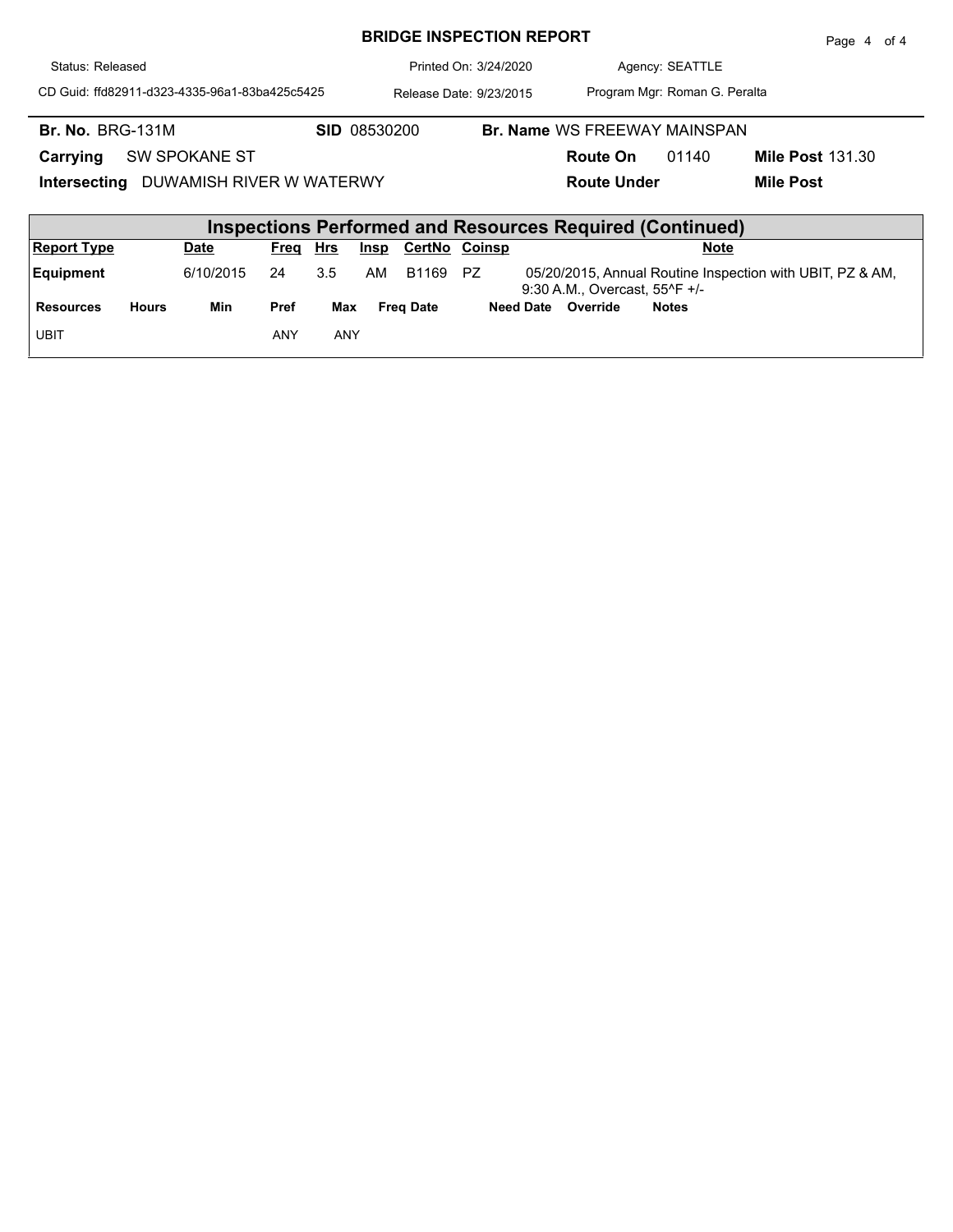# BRIDGE INSPECTION REPORT

Status: Released | Printed On: 3/24/2020 | Agency: SEATTLE

CD Guid: ffd82911-d323-4335-96a1-83ba425c5425 | Release Date: 9/23/2015 | Program Mgr: Roman G. Peralta

**Br. No.** BRG-131M **SID** 08530200 **Br. Name** WS FREEWAY MAINSPAN

**Carrying** SW SPOKANE ST **Route On** 01140 **Mile Post** 131.30

**Intersecting** DUWAMISH RIVER W WATERWY **Route Under** **Mile Post**

## Inspections Performed and Resources Required (Continued)

| Report Type | Date | Freq | Hrs | Insp | CertNo | Coinsp | Note |
|---|---|---|---|---|---|---|---|
| **Equipment** | 6/10/2015 | 24 | 3.5 | AM | B1169 | PZ | 05/20/2015, Annual Routine Inspection with UBIT, PZ & AM, 9:30 A.M., Overcast, 55^F +/- |

| Resources | Hours | Min | Pref | Max | Freq Date | Need Date | Override | Notes |
|---|---|---|---|---|---|---|---|---|
| UBIT | | | ANY | ANY | | | | |